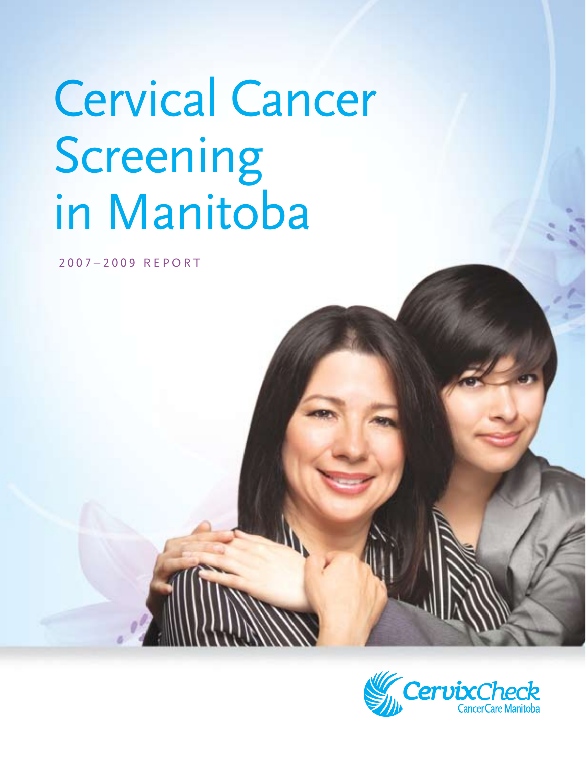# Cervical Cancer Screening in Manitoba

2007–2009 REPORT

CervixCheck
CancerCare Manitoba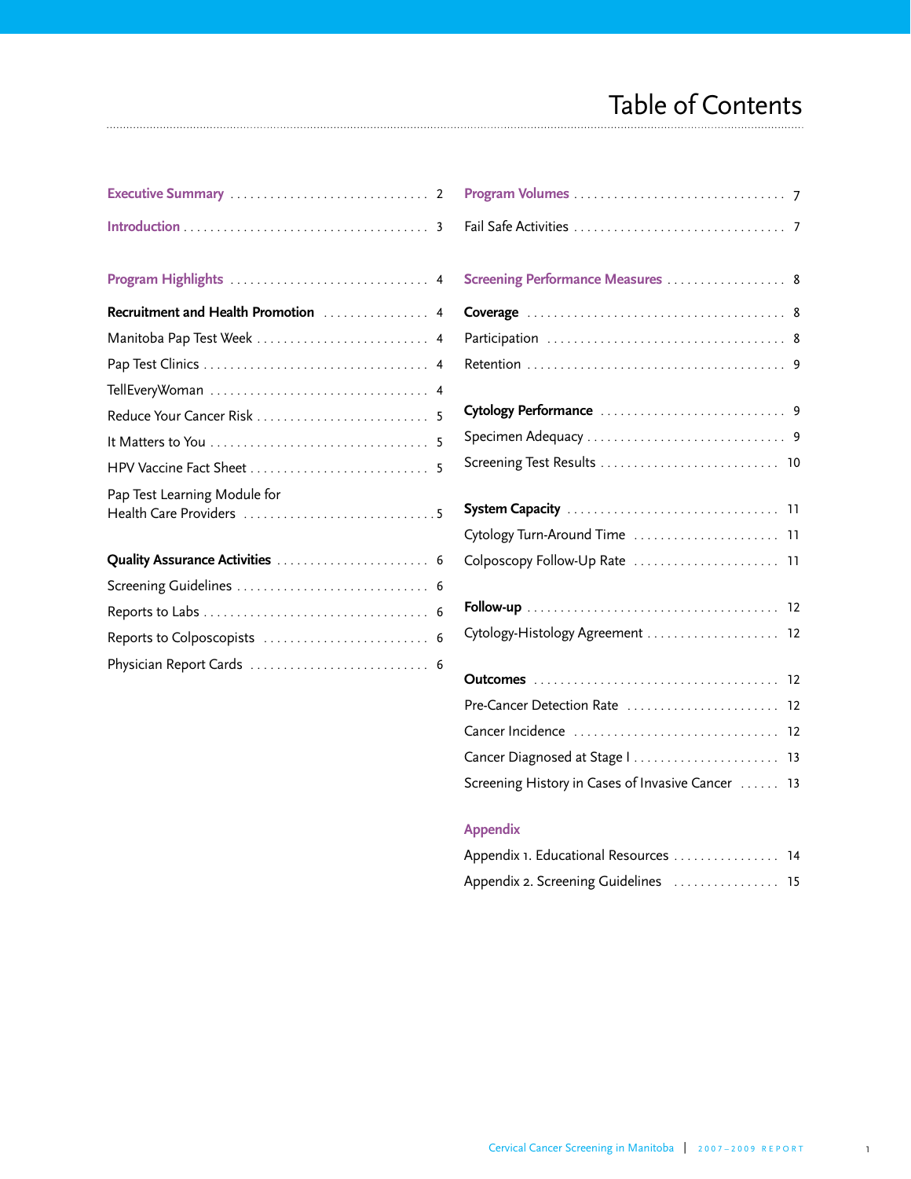# Table of Contents

Executive Summary . . . . . . . . . . . . . . . . . . . . . . . . . . . . . 2

Introduction . . . . . . . . . . . . . . . . . . . . . . . . . . . . . . . . . . . 3

Program Highlights . . . . . . . . . . . . . . . . . . . . . . . . . . . . . 4

**Recruitment and Health Promotion** . . . . . . . . . . . . . . . . 4

Manitoba Pap Test Week . . . . . . . . . . . . . . . . . . . . . . . . . 4

Pap Test Clinics . . . . . . . . . . . . . . . . . . . . . . . . . . . . . . . . 4

TellEveryWoman . . . . . . . . . . . . . . . . . . . . . . . . . . . . . . . 4

Reduce Your Cancer Risk . . . . . . . . . . . . . . . . . . . . . . . . . 5

It Matters to You . . . . . . . . . . . . . . . . . . . . . . . . . . . . . . . 5

HPV Vaccine Fact Sheet . . . . . . . . . . . . . . . . . . . . . . . . . . 5

Pap Test Learning Module for Health Care Providers . . . . . . . . . . . . . . . . . . . . . . . . . . . . 5

**Quality Assurance Activities** . . . . . . . . . . . . . . . . . . . . . . 6

Screening Guidelines . . . . . . . . . . . . . . . . . . . . . . . . . . . . 6

Reports to Labs . . . . . . . . . . . . . . . . . . . . . . . . . . . . . . . . 6

Reports to Colposcopists . . . . . . . . . . . . . . . . . . . . . . . . . 6

Physician Report Cards . . . . . . . . . . . . . . . . . . . . . . . . . . 6

Program Volumes . . . . . . . . . . . . . . . . . . . . . . . . . . . . . . . 7

Fail Safe Activities . . . . . . . . . . . . . . . . . . . . . . . . . . . . . . 7

Screening Performance Measures . . . . . . . . . . . . . . . . . . 8

**Coverage** . . . . . . . . . . . . . . . . . . . . . . . . . . . . . . . . . . . . . 8

Participation . . . . . . . . . . . . . . . . . . . . . . . . . . . . . . . . . . . 8

Retention . . . . . . . . . . . . . . . . . . . . . . . . . . . . . . . . . . . . . 9

**Cytology Performance** . . . . . . . . . . . . . . . . . . . . . . . . . . . 9

Specimen Adequacy . . . . . . . . . . . . . . . . . . . . . . . . . . . . . 9

Screening Test Results . . . . . . . . . . . . . . . . . . . . . . . . . . . 10

**System Capacity** . . . . . . . . . . . . . . . . . . . . . . . . . . . . . . . 11

Cytology Turn-Around Time . . . . . . . . . . . . . . . . . . . . . . . 11

Colposcopy Follow-Up Rate . . . . . . . . . . . . . . . . . . . . . . . 11

**Follow-up** . . . . . . . . . . . . . . . . . . . . . . . . . . . . . . . . . . . . 12

Cytology-Histology Agreement . . . . . . . . . . . . . . . . . . . . 12

**Outcomes** . . . . . . . . . . . . . . . . . . . . . . . . . . . . . . . . . . . . 12

Pre-Cancer Detection Rate . . . . . . . . . . . . . . . . . . . . . . . 12

Cancer Incidence . . . . . . . . . . . . . . . . . . . . . . . . . . . . . . . 12

Cancer Diagnosed at Stage I . . . . . . . . . . . . . . . . . . . . . . 13

Screening History in Cases of Invasive Cancer . . . . . . 13

Appendix

Appendix 1. Educational Resources . . . . . . . . . . . . . . . . 14

Appendix 2. Screening Guidelines . . . . . . . . . . . . . . . . . 15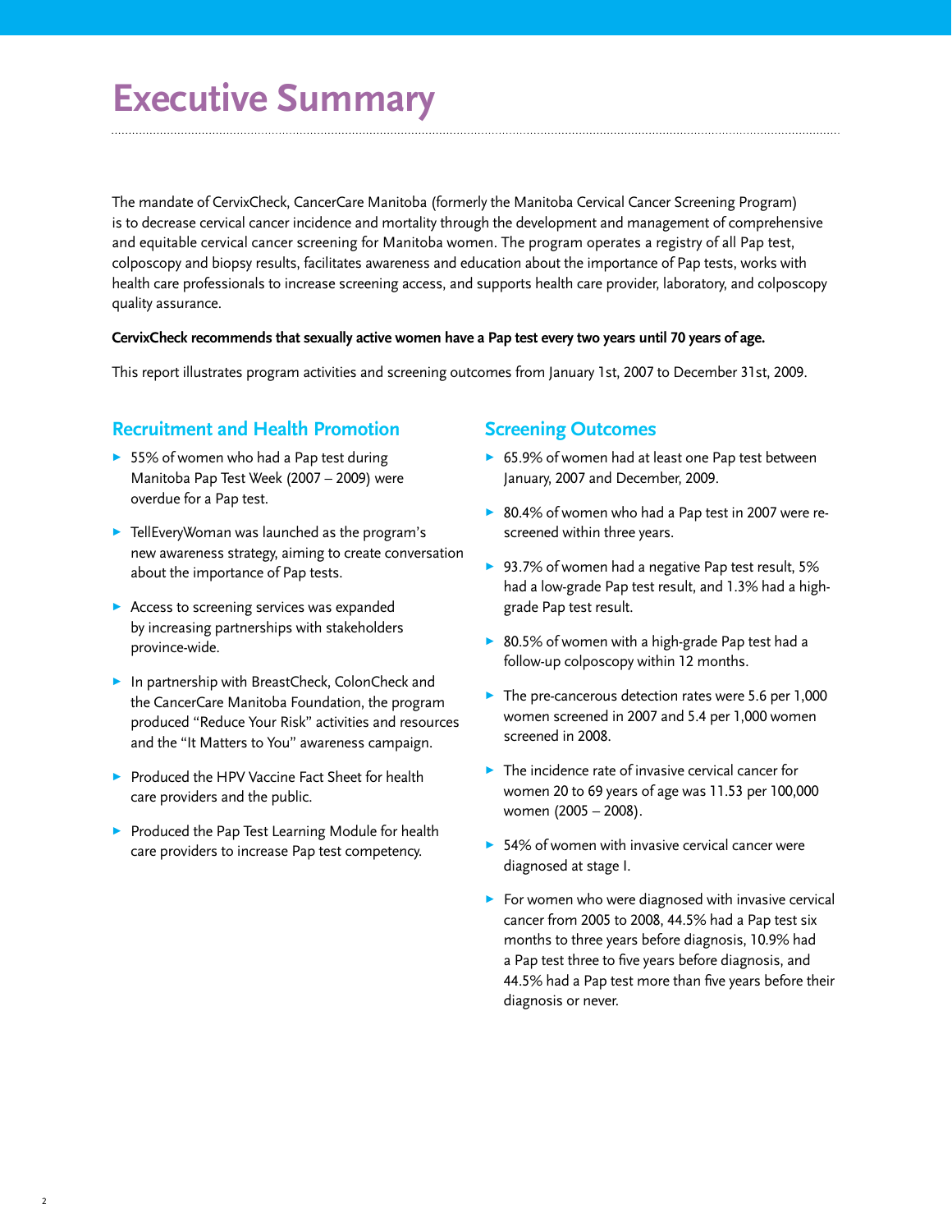# Executive Summary

The mandate of CervixCheck, CancerCare Manitoba (formerly the Manitoba Cervical Cancer Screening Program) is to decrease cervical cancer incidence and mortality through the development and management of comprehensive and equitable cervical cancer screening for Manitoba women. The program operates a registry of all Pap test, colposcopy and biopsy results, facilitates awareness and education about the importance of Pap tests, works with health care professionals to increase screening access, and supports health care provider, laboratory, and colposcopy quality assurance.

**CervixCheck recommends that sexually active women have a Pap test every two years until 70 years of age.**

This report illustrates program activities and screening outcomes from January 1st, 2007 to December 31st, 2009.

## Recruitment and Health Promotion

- 55% of women who had a Pap test during Manitoba Pap Test Week (2007 – 2009) were overdue for a Pap test.
- TellEveryWoman was launched as the program's new awareness strategy, aiming to create conversation about the importance of Pap tests.
- Access to screening services was expanded by increasing partnerships with stakeholders province-wide.
- In partnership with BreastCheck, ColonCheck and the CancerCare Manitoba Foundation, the program produced "Reduce Your Risk" activities and resources and the "It Matters to You" awareness campaign.
- Produced the HPV Vaccine Fact Sheet for health care providers and the public.
- Produced the Pap Test Learning Module for health care providers to increase Pap test competency.

## Screening Outcomes

- 65.9% of women had at least one Pap test between January, 2007 and December, 2009.
- 80.4% of women who had a Pap test in 2007 were re-screened within three years.
- 93.7% of women had a negative Pap test result, 5% had a low-grade Pap test result, and 1.3% had a high-grade Pap test result.
- 80.5% of women with a high-grade Pap test had a follow-up colposcopy within 12 months.
- The pre-cancerous detection rates were 5.6 per 1,000 women screened in 2007 and 5.4 per 1,000 women screened in 2008.
- The incidence rate of invasive cervical cancer for women 20 to 69 years of age was 11.53 per 100,000 women (2005 – 2008).
- 54% of women with invasive cervical cancer were diagnosed at stage I.
- For women who were diagnosed with invasive cervical cancer from 2005 to 2008, 44.5% had a Pap test six months to three years before diagnosis, 10.9% had a Pap test three to five years before diagnosis, and 44.5% had a Pap test more than five years before their diagnosis or never.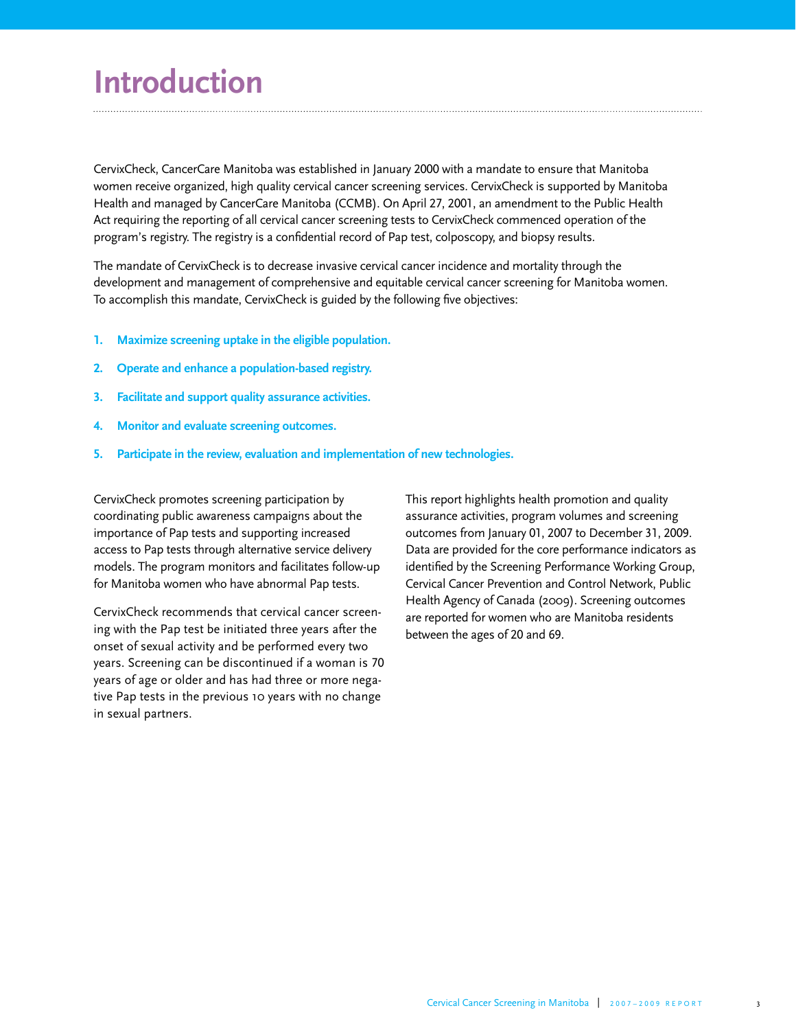# Introduction

CervixCheck, CancerCare Manitoba was established in January 2000 with a mandate to ensure that Manitoba women receive organized, high quality cervical cancer screening services. CervixCheck is supported by Manitoba Health and managed by CancerCare Manitoba (CCMB). On April 27, 2001, an amendment to the Public Health Act requiring the reporting of all cervical cancer screening tests to CervixCheck commenced operation of the program's registry. The registry is a confidential record of Pap test, colposcopy, and biopsy results.

The mandate of CervixCheck is to decrease invasive cervical cancer incidence and mortality through the development and management of comprehensive and equitable cervical cancer screening for Manitoba women. To accomplish this mandate, CervixCheck is guided by the following five objectives:

1. **Maximize screening uptake in the eligible population.**
2. **Operate and enhance a population-based registry.**
3. **Facilitate and support quality assurance activities.**
4. **Monitor and evaluate screening outcomes.**
5. **Participate in the review, evaluation and implementation of new technologies.**

CervixCheck promotes screening participation by coordinating public awareness campaigns about the importance of Pap tests and supporting increased access to Pap tests through alternative service delivery models. The program monitors and facilitates follow-up for Manitoba women who have abnormal Pap tests.

CervixCheck recommends that cervical cancer screening with the Pap test be initiated three years after the onset of sexual activity and be performed every two years. Screening can be discontinued if a woman is 70 years of age or older and has had three or more negative Pap tests in the previous 10 years with no change in sexual partners.

This report highlights health promotion and quality assurance activities, program volumes and screening outcomes from January 01, 2007 to December 31, 2009. Data are provided for the core performance indicators as identified by the Screening Performance Working Group, Cervical Cancer Prevention and Control Network, Public Health Agency of Canada (2009). Screening outcomes are reported for women who are Manitoba residents between the ages of 20 and 69.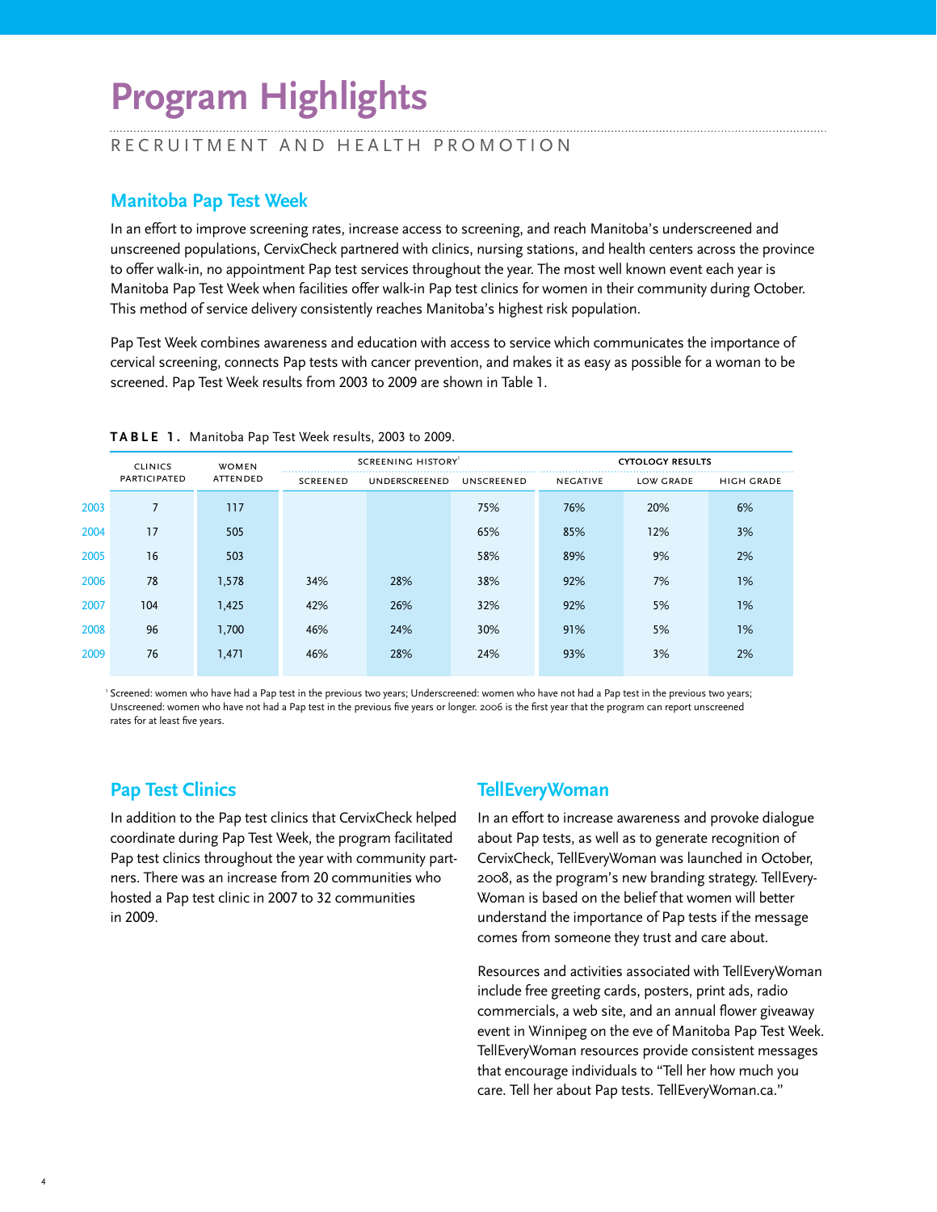# Program Highlights

RECRUITMENT AND HEALTH PROMOTION

## Manitoba Pap Test Week

In an effort to improve screening rates, increase access to screening, and reach Manitoba's underscreened and unscreened populations, CervixCheck partnered with clinics, nursing stations, and health centers across the province to offer walk-in, no appointment Pap test services throughout the year. The most well known event each year is Manitoba Pap Test Week when facilities offer walk-in Pap test clinics for women in their community during October. This method of service delivery consistently reaches Manitoba's highest risk population.

Pap Test Week combines awareness and education with access to service which communicates the importance of cervical screening, connects Pap tests with cancer prevention, and makes it as easy as possible for a woman to be screened. Pap Test Week results from 2003 to 2009 are shown in Table 1.

**TABLE 1.** Manitoba Pap Test Week results, 2003 to 2009.

| | Clinics Participated | Women Attended | Screening History[1] | | | Cytology Results | | |
|---|---|---|---|---|---|---|---|---|
| | | | Screened | Underscreened | Unscreened | Negative | Low Grade | High Grade |
| 2003 | 7 | 117 | | | 75% | 76% | 20% | 6% |
| 2004 | 17 | 505 | | | 65% | 85% | 12% | 3% |
| 2005 | 16 | 503 | | | 58% | 89% | 9% | 2% |
| 2006 | 78 | 1,578 | 34% | 28% | 38% | 92% | 7% | 1% |
| 2007 | 104 | 1,425 | 42% | 26% | 32% | 92% | 5% | 1% |
| 2008 | 96 | 1,700 | 46% | 24% | 30% | 91% | 5% | 1% |
| 2009 | 76 | 1,471 | 46% | 28% | 24% | 93% | 3% | 2% |

[1] Screened: women who have had a Pap test in the previous two years; Underscreened: women who have not had a Pap test in the previous two years; Unscreened: women who have not had a Pap test in the previous five years or longer. 2006 is the first year that the program can report unscreened rates for at least five years.

## Pap Test Clinics

In addition to the Pap test clinics that CervixCheck helped coordinate during Pap Test Week, the program facilitated Pap test clinics throughout the year with community partners. There was an increase from 20 communities who hosted a Pap test clinic in 2007 to 32 communities in 2009.

## TellEveryWoman

In an effort to increase awareness and provoke dialogue about Pap tests, as well as to generate recognition of CervixCheck, TellEveryWoman was launched in October, 2008, as the program's new branding strategy. TellEveryWoman is based on the belief that women will better understand the importance of Pap tests if the message comes from someone they trust and care about.

Resources and activities associated with TellEveryWoman include free greeting cards, posters, print ads, radio commercials, a web site, and an annual flower giveaway event in Winnipeg on the eve of Manitoba Pap Test Week. TellEveryWoman resources provide consistent messages that encourage individuals to "Tell her how much you care. Tell her about Pap tests. TellEveryWoman.ca."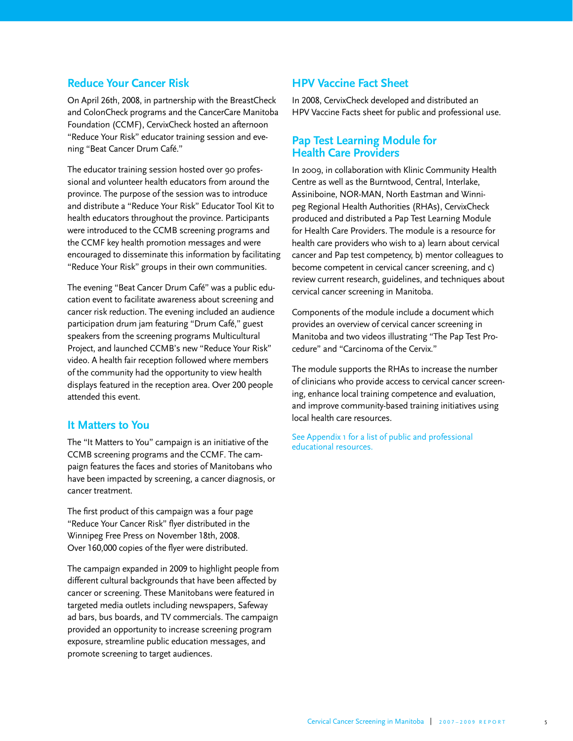## Reduce Your Cancer Risk

On April 26th, 2008, in partnership with the BreastCheck and ColonCheck programs and the CancerCare Manitoba Foundation (CCMF), CervixCheck hosted an afternoon "Reduce Your Risk" educator training session and evening "Beat Cancer Drum Café."

The educator training session hosted over 90 professional and volunteer health educators from around the province. The purpose of the session was to introduce and distribute a "Reduce Your Risk" Educator Tool Kit to health educators throughout the province. Participants were introduced to the CCMB screening programs and the CCMF key health promotion messages and were encouraged to disseminate this information by facilitating "Reduce Your Risk" groups in their own communities.

The evening "Beat Cancer Drum Café" was a public education event to facilitate awareness about screening and cancer risk reduction. The evening included an audience participation drum jam featuring "Drum Café," guest speakers from the screening programs Multicultural Project, and launched CCMB's new "Reduce Your Risk" video. A health fair reception followed where members of the community had the opportunity to view health displays featured in the reception area. Over 200 people attended this event.

## It Matters to You

The "It Matters to You" campaign is an initiative of the CCMB screening programs and the CCMF. The campaign features the faces and stories of Manitobans who have been impacted by screening, a cancer diagnosis, or cancer treatment.

The first product of this campaign was a four page "Reduce Your Cancer Risk" flyer distributed in the Winnipeg Free Press on November 18th, 2008. Over 160,000 copies of the flyer were distributed.

The campaign expanded in 2009 to highlight people from different cultural backgrounds that have been affected by cancer or screening. These Manitobans were featured in targeted media outlets including newspapers, Safeway ad bars, bus boards, and TV commercials. The campaign provided an opportunity to increase screening program exposure, streamline public education messages, and promote screening to target audiences.

## HPV Vaccine Fact Sheet

In 2008, CervixCheck developed and distributed an HPV Vaccine Facts sheet for public and professional use.

## Pap Test Learning Module for Health Care Providers

In 2009, in collaboration with Klinic Community Health Centre as well as the Burntwood, Central, Interlake, Assiniboine, NOR-MAN, North Eastman and Winnipeg Regional Health Authorities (RHAs), CervixCheck produced and distributed a Pap Test Learning Module for Health Care Providers. The module is a resource for health care providers who wish to a) learn about cervical cancer and Pap test competency, b) mentor colleagues to become competent in cervical cancer screening, and c) review current research, guidelines, and techniques about cervical cancer screening in Manitoba.

Components of the module include a document which provides an overview of cervical cancer screening in Manitoba and two videos illustrating "The Pap Test Procedure" and "Carcinoma of the Cervix."

The module supports the RHAs to increase the number of clinicians who provide access to cervical cancer screening, enhance local training competence and evaluation, and improve community-based training initiatives using local health care resources.

See Appendix 1 for a list of public and professional educational resources.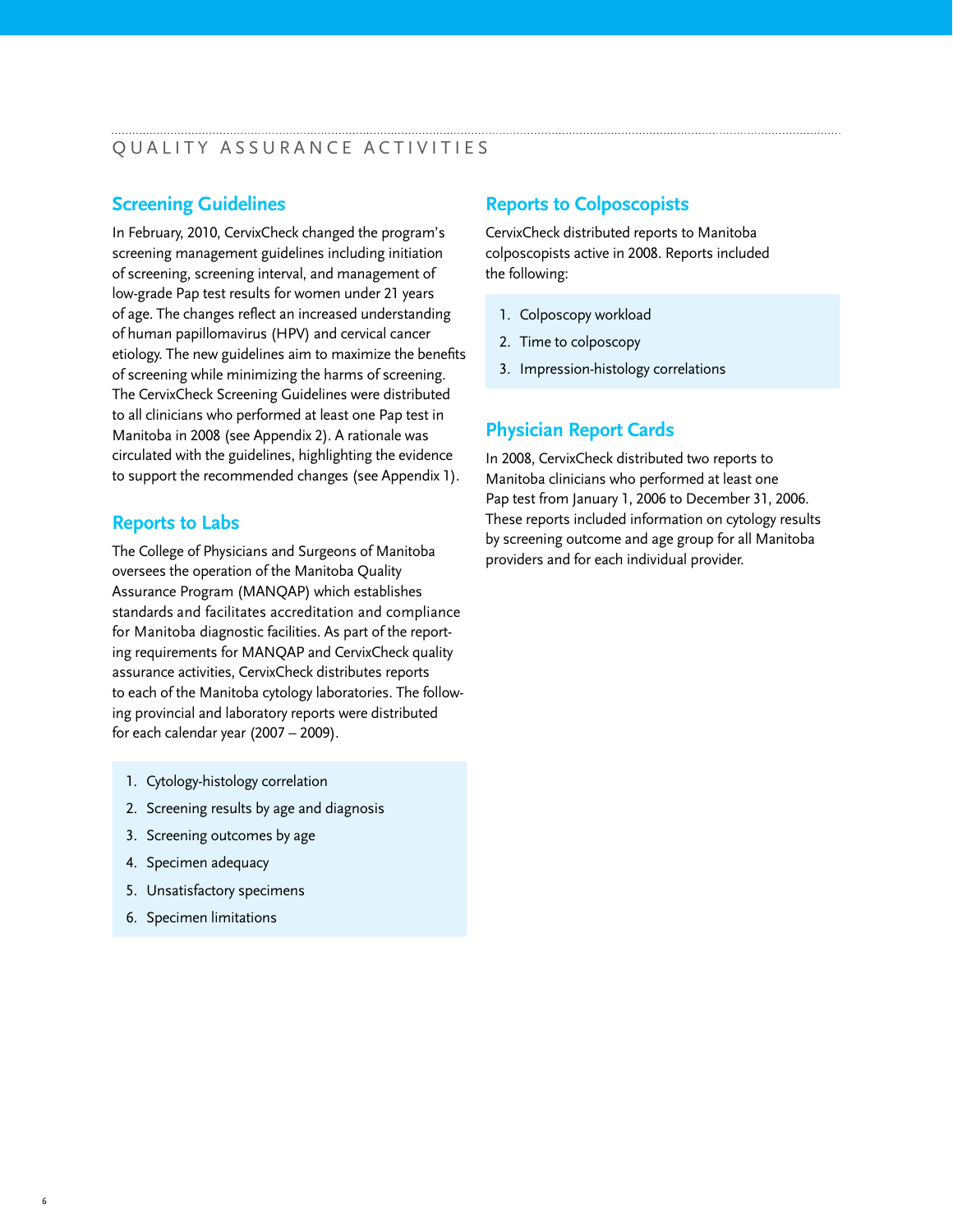# QUALITY ASSURANCE ACTIVITIES

## Screening Guidelines

In February, 2010, CervixCheck changed the program's screening management guidelines including initiation of screening, screening interval, and management of low-grade Pap test results for women under 21 years of age. The changes reflect an increased understanding of human papillomavirus (HPV) and cervical cancer etiology. The new guidelines aim to maximize the benefits of screening while minimizing the harms of screening. The CervixCheck Screening Guidelines were distributed to all clinicians who performed at least one Pap test in Manitoba in 2008 (see Appendix 2). A rationale was circulated with the guidelines, highlighting the evidence to support the recommended changes (see Appendix 1).

## Reports to Labs

The College of Physicians and Surgeons of Manitoba oversees the operation of the Manitoba Quality Assurance Program (MANQAP) which establishes standards and facilitates accreditation and compliance for Manitoba diagnostic facilities. As part of the reporting requirements for MANQAP and CervixCheck quality assurance activities, CervixCheck distributes reports to each of the Manitoba cytology laboratories. The following provincial and laboratory reports were distributed for each calendar year (2007 – 2009).

1. Cytology-histology correlation
2. Screening results by age and diagnosis
3. Screening outcomes by age
4. Specimen adequacy
5. Unsatisfactory specimens
6. Specimen limitations

## Reports to Colposcopists

CervixCheck distributed reports to Manitoba colposcopists active in 2008. Reports included the following:

1. Colposcopy workload
2. Time to colposcopy
3. Impression-histology correlations

## Physician Report Cards

In 2008, CervixCheck distributed two reports to Manitoba clinicians who performed at least one Pap test from January 1, 2006 to December 31, 2006. These reports included information on cytology results by screening outcome and age group for all Manitoba providers and for each individual provider.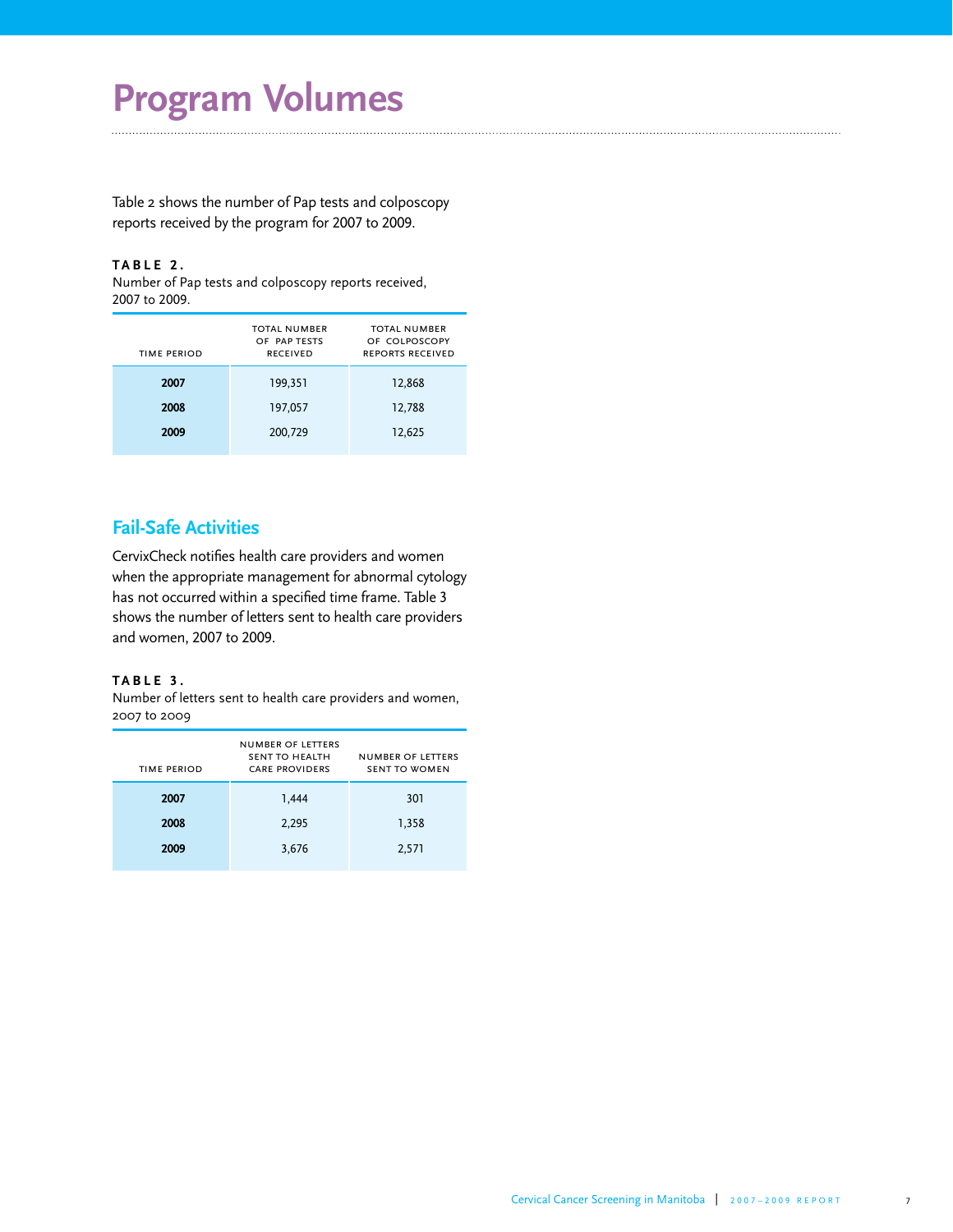# Program Volumes

Table 2 shows the number of Pap tests and colposcopy reports received by the program for 2007 to 2009.

**TABLE 2.**
Number of Pap tests and colposcopy reports received, 2007 to 2009.

| TIME PERIOD | TOTAL NUMBER OF PAP TESTS RECEIVED | TOTAL NUMBER OF COLPOSCOPY REPORTS RECEIVED |
|---|---|---|
| **2007** | 199,351 | 12,868 |
| **2008** | 197,057 | 12,788 |
| **2009** | 200,729 | 12,625 |

## Fail-Safe Activities

CervixCheck notifies health care providers and women when the appropriate management for abnormal cytology has not occurred within a specified time frame. Table 3 shows the number of letters sent to health care providers and women, 2007 to 2009.

**TABLE 3.**
Number of letters sent to health care providers and women, 2007 to 2009

| TIME PERIOD | NUMBER OF LETTERS SENT TO HEALTH CARE PROVIDERS | NUMBER OF LETTERS SENT TO WOMEN |
|---|---|---|
| **2007** | 1,444 | 301 |
| **2008** | 2,295 | 1,358 |
| **2009** | 3,676 | 2,571 |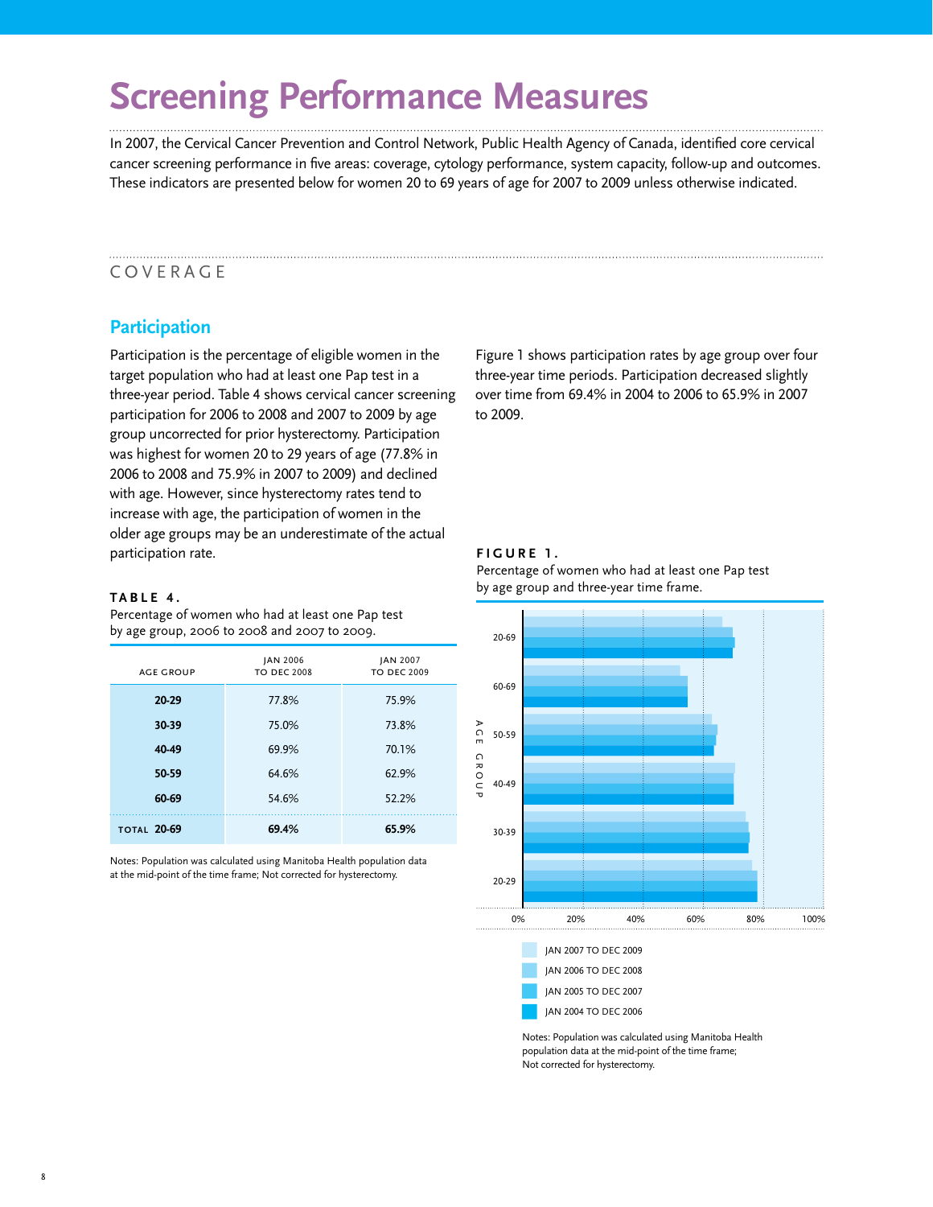// The page has no detected images, so Figure 1 is kept as its title, caption, legend labels and notes only.
# Screening Performance Measures

In 2007, the Cervical Cancer Prevention and Control Network, Public Health Agency of Canada, identified core cervical cancer screening performance in five areas: coverage, cytology performance, system capacity, follow-up and outcomes. These indicators are presented below for women 20 to 69 years of age for 2007 to 2009 unless otherwise indicated.

## COVERAGE

### Participation

Participation is the percentage of eligible women in the target population who had at least one Pap test in a three-year period. Table 4 shows cervical cancer screening participation for 2006 to 2008 and 2007 to 2009 by age group uncorrected for prior hysterectomy. Participation was highest for women 20 to 29 years of age (77.8% in 2006 to 2008 and 75.9% in 2007 to 2009) and declined with age. However, since hysterectomy rates tend to increase with age, the participation of women in the older age groups may be an underestimate of the actual participation rate.

**TABLE 4.**
Percentage of women who had at least one Pap test by age group, 2006 to 2008 and 2007 to 2009.

| AGE GROUP | JAN 2006 TO DEC 2008 | JAN 2007 TO DEC 2009 |
|---|---|---|
| **20-29** | 77.8% | 75.9% |
| **30-39** | 75.0% | 73.8% |
| **40-49** | 69.9% | 70.1% |
| **50-59** | 64.6% | 62.9% |
| **60-69** | 54.6% | 52.2% |
| TOTAL **20-69** | **69.4%** | **65.9%** |

Notes: Population was calculated using Manitoba Health population data at the mid-point of the time frame; Not corrected for hysterectomy.

Figure 1 shows participation rates by age group over four three-year time periods. Participation decreased slightly over time from 69.4% in 2004 to 2006 to 65.9% in 2007 to 2009.

**FIGURE 1.**
Percentage of women who had at least one Pap test by age group and three-year time frame.

JAN 2007 TO DEC 2009
JAN 2006 TO DEC 2008
JAN 2005 TO DEC 2007
JAN 2004 TO DEC 2006

Notes: Population was calculated using Manitoba Health population data at the mid-point of the time frame; Not corrected for hysterectomy.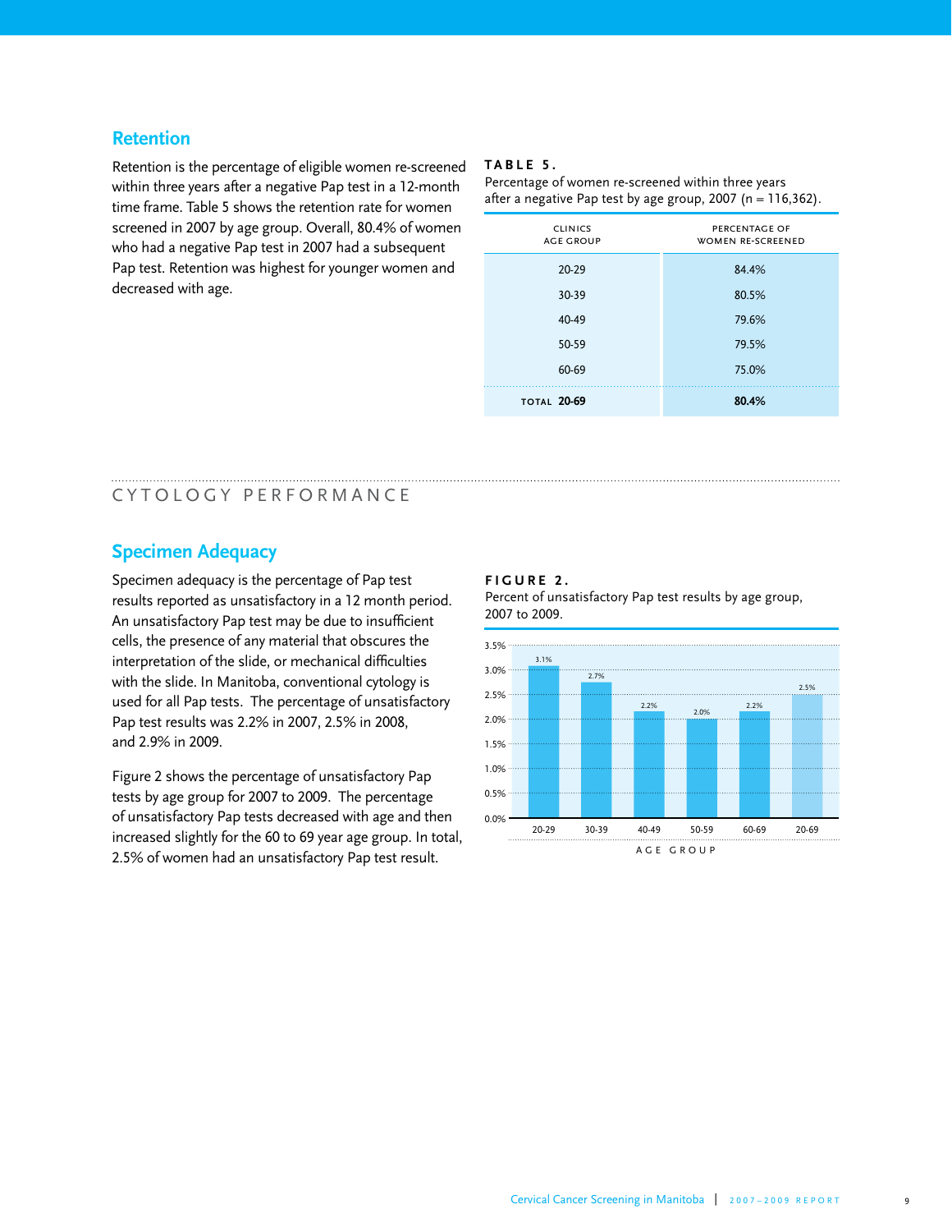## Retention

Retention is the percentage of eligible women re-screened within three years after a negative Pap test in a 12-month time frame. Table 5 shows the retention rate for women screened in 2007 by age group. Overall, 80.4% of women who had a negative Pap test in 2007 had a subsequent Pap test. Retention was highest for younger women and decreased with age.

**TABLE 5.**
Percentage of women re-screened within three years after a negative Pap test by age group, 2007 (n = 116,362).

| CLINICS AGE GROUP | PERCENTAGE OF WOMEN RE-SCREENED |
|---|---|
| 20-29 | 84.4% |
| 30-39 | 80.5% |
| 40-49 | 79.6% |
| 50-59 | 79.5% |
| 60-69 | 75.0% |
| **TOTAL 20-69** | **80.4%** |

# CYTOLOGY PERFORMANCE

## Specimen Adequacy

Specimen adequacy is the percentage of Pap test results reported as unsatisfactory in a 12 month period. An unsatisfactory Pap test may be due to insufficient cells, the presence of any material that obscures the interpretation of the slide, or mechanical difficulties with the slide. In Manitoba, conventional cytology is used for all Pap tests. The percentage of unsatisfactory Pap test results was 2.2% in 2007, 2.5% in 2008, and 2.9% in 2009.

Figure 2 shows the percentage of unsatisfactory Pap tests by age group for 2007 to 2009. The percentage of unsatisfactory Pap tests decreased with age and then increased slightly for the 60 to 69 year age group. In total, 2.5% of women had an unsatisfactory Pap test result.

**FIGURE 2.**
Percent of unsatisfactory Pap test results by age group, 2007 to 2009.

| AGE GROUP | Percent unsatisfactory |
|---|---|
| 20-29 | 3.1% |
| 30-39 | 2.7% |
| 40-49 | 2.2% |
| 50-59 | 2.0% |
| 60-69 | 2.2% |
| 20-69 | 2.5% |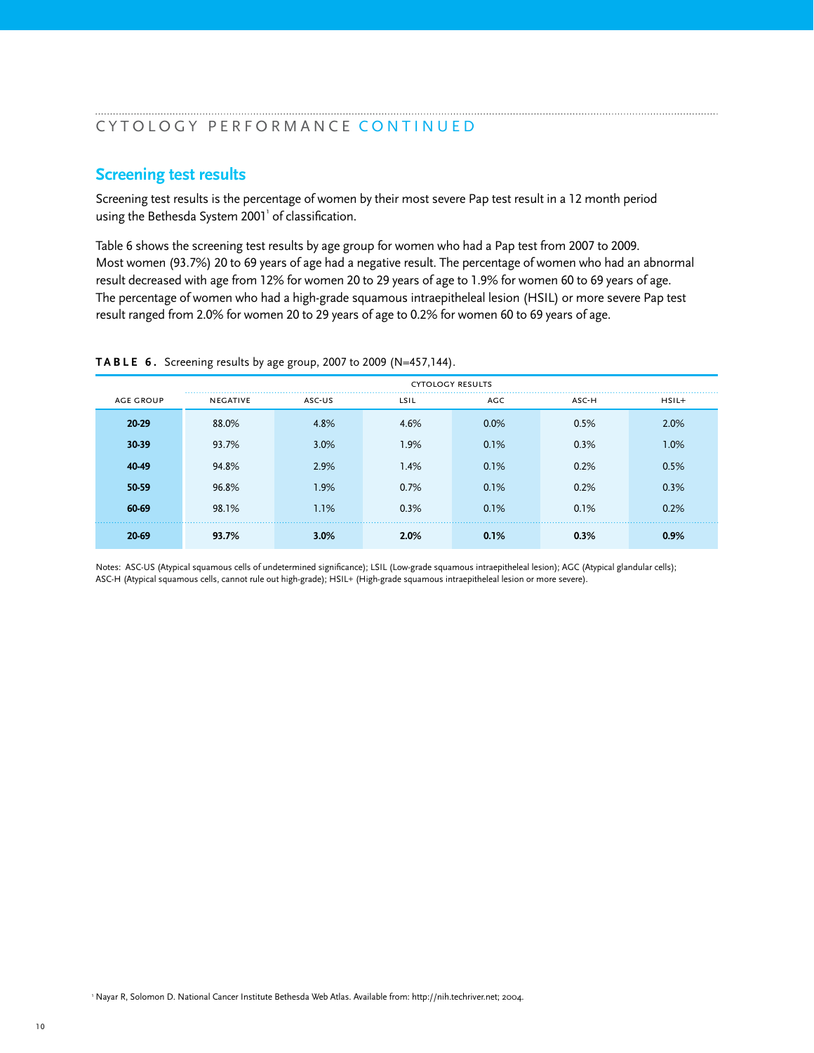## CYTOLOGY PERFORMANCE CONTINUED

### Screening test results

Screening test results is the percentage of women by their most severe Pap test result in a 12 month period using the Bethesda System 2001[1] of classification.

Table 6 shows the screening test results by age group for women who had a Pap test from 2007 to 2009. Most women (93.7%) 20 to 69 years of age had a negative result. The percentage of women who had an abnormal result decreased with age from 12% for women 20 to 29 years of age to 1.9% for women 60 to 69 years of age. The percentage of women who had a high-grade squamous intraepitheleal lesion (HSIL) or more severe Pap test result ranged from 2.0% for women 20 to 29 years of age to 0.2% for women 60 to 69 years of age.

**TABLE 6.** Screening results by age group, 2007 to 2009 (N=457,144).

| | CYTOLOGY RESULTS | | | | | |
|---|---|---|---|---|---|---|
| AGE GROUP | NEGATIVE | ASC-US | LSIL | AGC | ASC-H | HSIL+ |
| **20-29** | 88.0% | 4.8% | 4.6% | 0.0% | 0.5% | 2.0% |
| **30-39** | 93.7% | 3.0% | 1.9% | 0.1% | 0.3% | 1.0% |
| **40-49** | 94.8% | 2.9% | 1.4% | 0.1% | 0.2% | 0.5% |
| **50-59** | 96.8% | 1.9% | 0.7% | 0.1% | 0.2% | 0.3% |
| **60-69** | 98.1% | 1.1% | 0.3% | 0.1% | 0.1% | 0.2% |
| **20-69** | **93.7%** | **3.0%** | **2.0%** | **0.1%** | **0.3%** | **0.9%** |

Notes: ASC-US (Atypical squamous cells of undetermined significance); LSIL (Low-grade squamous intraepitheleal lesion); AGC (Atypical glandular cells); ASC-H (Atypical squamous cells, cannot rule out high-grade); HSIL+ (High-grade squamous intraepitheleal lesion or more severe).

[1] Nayar R, Solomon D. National Cancer Institute Bethesda Web Atlas. Available from: http://nih.techriver.net; 2004.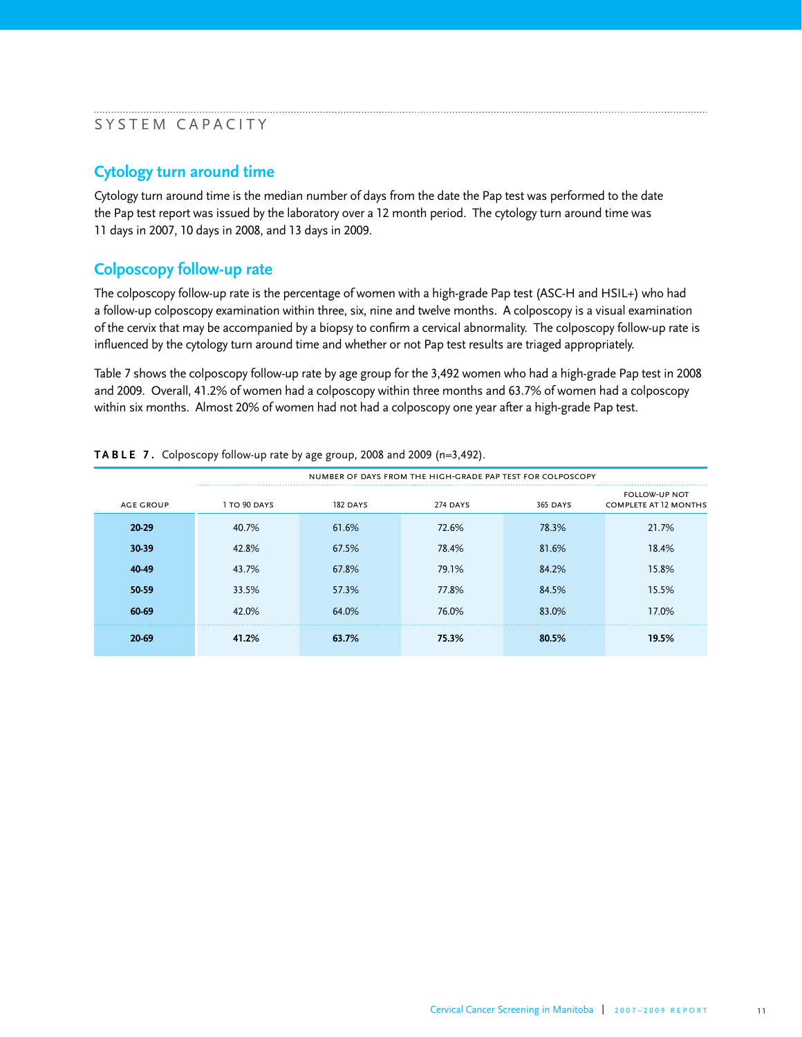# SYSTEM CAPACITY

## Cytology turn around time

Cytology turn around time is the median number of days from the date the Pap test was performed to the date the Pap test report was issued by the laboratory over a 12 month period. The cytology turn around time was 11 days in 2007, 10 days in 2008, and 13 days in 2009.

## Colposcopy follow-up rate

The colposcopy follow-up rate is the percentage of women with a high-grade Pap test (ASC-H and HSIL+) who had a follow-up colposcopy examination within three, six, nine and twelve months. A colposcopy is a visual examination of the cervix that may be accompanied by a biopsy to confirm a cervical abnormality. The colposcopy follow-up rate is influenced by the cytology turn around time and whether or not Pap test results are triaged appropriately.

Table 7 shows the colposcopy follow-up rate by age group for the 3,492 women who had a high-grade Pap test in 2008 and 2009. Overall, 41.2% of women had a colposcopy within three months and 63.7% of women had a colposcopy within six months. Almost 20% of women had not had a colposcopy one year after a high-grade Pap test.

**TABLE 7.** Colposcopy follow-up rate by age group, 2008 and 2009 (n=3,492).

| | NUMBER OF DAYS FROM THE HIGH-GRADE PAP TEST FOR COLPOSCOPY | | | | |
|---|---|---|---|---|---|
| AGE GROUP | 1 TO 90 DAYS | 182 DAYS | 274 DAYS | 365 DAYS | FOLLOW-UP NOT COMPLETE AT 12 MONTHS |
| **20-29** | 40.7% | 61.6% | 72.6% | 78.3% | 21.7% |
| **30-39** | 42.8% | 67.5% | 78.4% | 81.6% | 18.4% |
| **40-49** | 43.7% | 67.8% | 79.1% | 84.2% | 15.8% |
| **50-59** | 33.5% | 57.3% | 77.8% | 84.5% | 15.5% |
| **60-69** | 42.0% | 64.0% | 76.0% | 83.0% | 17.0% |
| **20-69** | **41.2%** | **63.7%** | **75.3%** | **80.5%** | **19.5%** |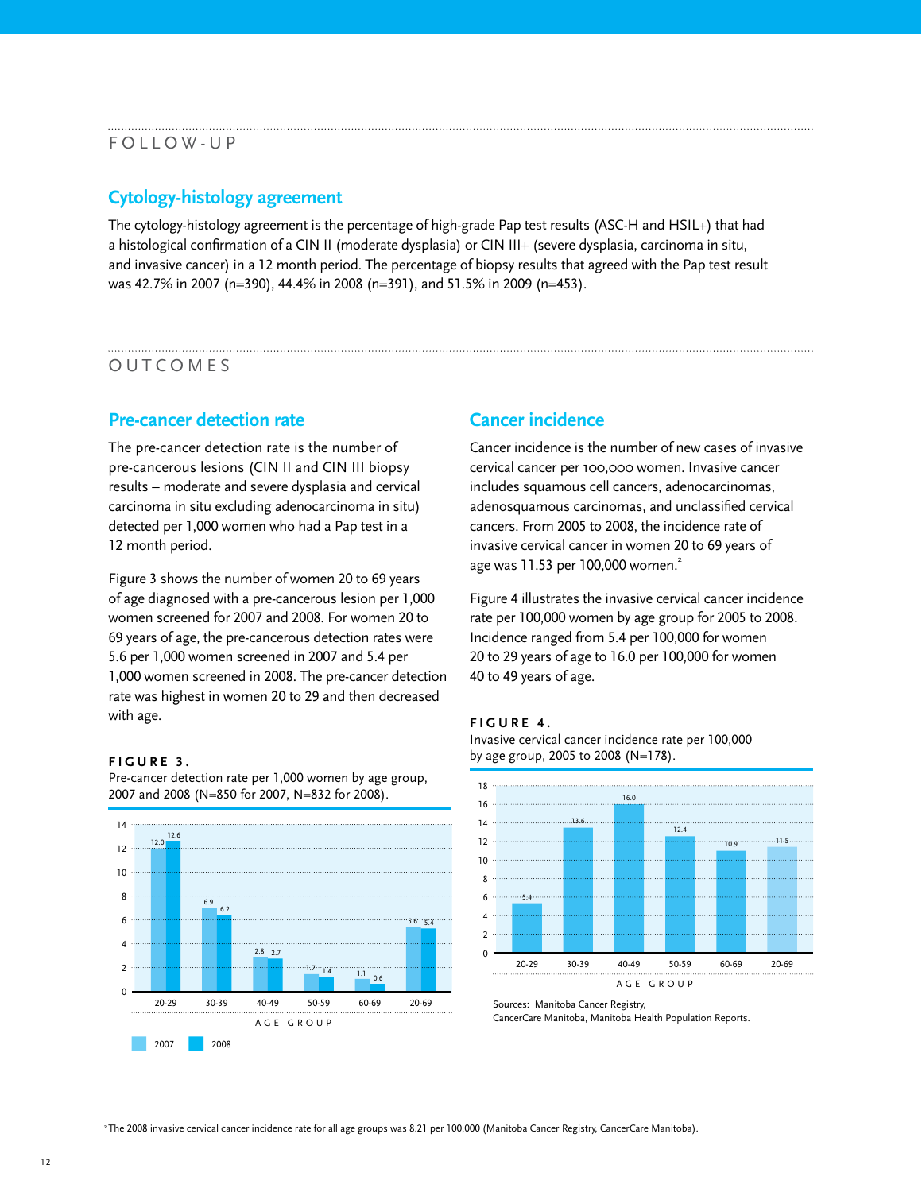## FOLLOW-UP

### Cytology-histology agreement

The cytology-histology agreement is the percentage of high-grade Pap test results (ASC-H and HSIL+) that had a histological confirmation of a CIN II (moderate dysplasia) or CIN III+ (severe dysplasia, carcinoma in situ, and invasive cancer) in a 12 month period. The percentage of biopsy results that agreed with the Pap test result was 42.7% in 2007 (n=390), 44.4% in 2008 (n=391), and 51.5% in 2009 (n=453).

## OUTCOMES

### Pre-cancer detection rate

The pre-cancer detection rate is the number of pre-cancerous lesions (CIN II and CIN III biopsy results – moderate and severe dysplasia and cervical carcinoma in situ excluding adenocarcinoma in situ) detected per 1,000 women who had a Pap test in a 12 month period.

Figure 3 shows the number of women 20 to 69 years of age diagnosed with a pre-cancerous lesion per 1,000 women screened for 2007 and 2008. For women 20 to 69 years of age, the pre-cancerous detection rates were 5.6 per 1,000 women screened in 2007 and 5.4 per 1,000 women screened in 2008. The pre-cancer detection rate was highest in women 20 to 29 and then decreased with age.

**FIGURE 3.**
Pre-cancer detection rate per 1,000 women by age group, 2007 and 2008 (N=850 for 2007, N=832 for 2008).

| Age group | 2007 | 2008 |
|---|---|---|
| 20-29 | 12.0 | 12.6 |
| 30-39 | 6.9 | 6.2 |
| 40-49 | 2.8 | 2.7 |
| 50-59 | 1.7 | 1.4 |
| 60-69 | 1.1 | 0.6 |
| 20-69 | 5.6 | 5.4 |

### Cancer incidence

Cancer incidence is the number of new cases of invasive cervical cancer per 100,000 women. Invasive cancer includes squamous cell cancers, adenocarcinomas, adenosquamous carcinomas, and unclassified cervical cancers. From 2005 to 2008, the incidence rate of invasive cervical cancer in women 20 to 69 years of age was 11.53 per 100,000 women.[2]

Figure 4 illustrates the invasive cervical cancer incidence rate per 100,000 women by age group for 2005 to 2008. Incidence ranged from 5.4 per 100,000 for women 20 to 29 years of age to 16.0 per 100,000 for women 40 to 49 years of age.

**FIGURE 4.**
Invasive cervical cancer incidence rate per 100,000 by age group, 2005 to 2008 (N=178).

| Age group | Rate per 100,000 |
|---|---|
| 20-29 | 5.4 |
| 30-39 | 13.6 |
| 40-49 | 16.0 |
| 50-59 | 12.4 |
| 60-69 | 10.9 |
| 20-69 | 11.5 |

Sources: Manitoba Cancer Registry, CancerCare Manitoba, Manitoba Health Population Reports.

[2] The 2008 invasive cervical cancer incidence rate for all age groups was 8.21 per 100,000 (Manitoba Cancer Registry, CancerCare Manitoba).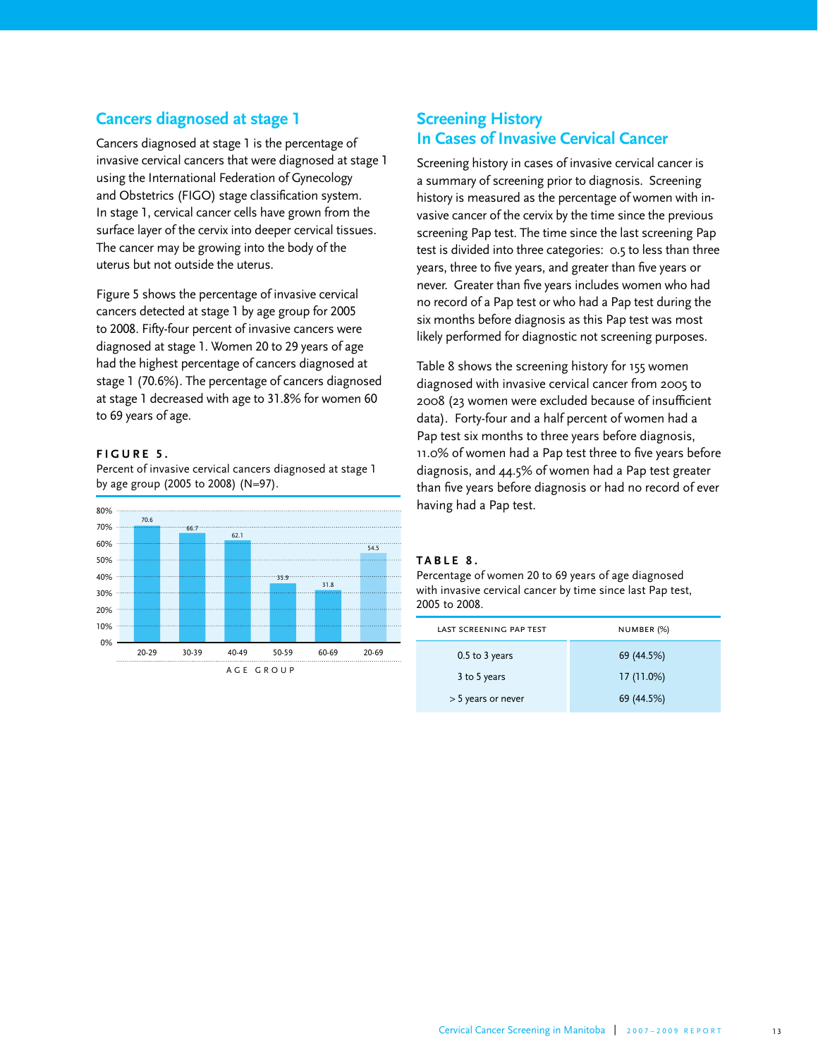## Cancers diagnosed at stage 1

Cancers diagnosed at stage 1 is the percentage of invasive cervical cancers that were diagnosed at stage 1 using the International Federation of Gynecology and Obstetrics (FIGO) stage classification system. In stage 1, cervical cancer cells have grown from the surface layer of the cervix into deeper cervical tissues. The cancer may be growing into the body of the uterus but not outside the uterus.

Figure 5 shows the percentage of invasive cervical cancers detected at stage 1 by age group for 2005 to 2008. Fifty-four percent of invasive cancers were diagnosed at stage 1. Women 20 to 29 years of age had the highest percentage of cancers diagnosed at stage 1 (70.6%). The percentage of cancers diagnosed at stage 1 decreased with age to 31.8% for women 60 to 69 years of age.

**FIGURE 5.**
Percent of invasive cervical cancers diagnosed at stage 1 by age group (2005 to 2008) (N=97).

| Age Group | Percent |
|---|---|
| 20-29 | 70.6 |
| 30-39 | 66.7 |
| 40-49 | 62.1 |
| 50-59 | 35.9 |
| 60-69 | 31.8 |
| 20-69 | 54.5 |

## Screening History In Cases of Invasive Cervical Cancer

Screening history in cases of invasive cervical cancer is a summary of screening prior to diagnosis. Screening history is measured as the percentage of women with invasive cancer of the cervix by the time since the previous screening Pap test. The time since the last screening Pap test is divided into three categories: 0.5 to less than three years, three to five years, and greater than five years or never. Greater than five years includes women who had no record of a Pap test or who had a Pap test during the six months before diagnosis as this Pap test was most likely performed for diagnostic not screening purposes.

Table 8 shows the screening history for 155 women diagnosed with invasive cervical cancer from 2005 to 2008 (23 women were excluded because of insufficient data). Forty-four and a half percent of women had a Pap test six months to three years before diagnosis, 11.0% of women had a Pap test three to five years before diagnosis, and 44.5% of women had a Pap test greater than five years before diagnosis or had no record of ever having had a Pap test.

**TABLE 8.**
Percentage of women 20 to 69 years of age diagnosed with invasive cervical cancer by time since last Pap test, 2005 to 2008.

| LAST SCREENING PAP TEST | NUMBER (%) |
|---|---|
| 0.5 to 3 years | 69 (44.5%) |
| 3 to 5 years | 17 (11.0%) |
| > 5 years or never | 69 (44.5%) |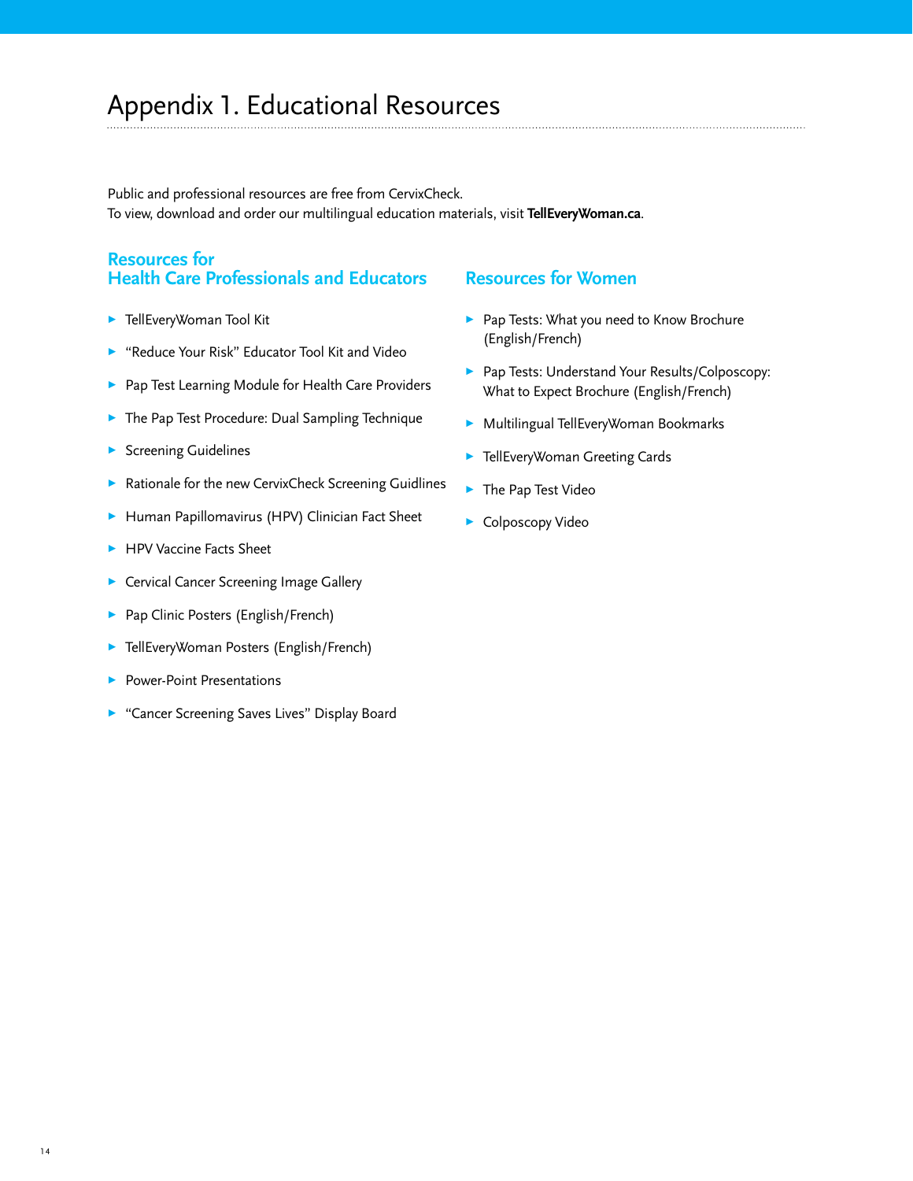# Appendix 1. Educational Resources

Public and professional resources are free from CervixCheck.
To view, download and order our multilingual education materials, visit **TellEveryWoman.ca**.

## Resources for Health Care Professionals and Educators

- TellEveryWoman Tool Kit
- "Reduce Your Risk" Educator Tool Kit and Video
- Pap Test Learning Module for Health Care Providers
- The Pap Test Procedure: Dual Sampling Technique
- Screening Guidelines
- Rationale for the new CervixCheck Screening Guidlines
- Human Papillomavirus (HPV) Clinician Fact Sheet
- HPV Vaccine Facts Sheet
- Cervical Cancer Screening Image Gallery
- Pap Clinic Posters (English/French)
- TellEveryWoman Posters (English/French)
- Power-Point Presentations
- "Cancer Screening Saves Lives" Display Board

## Resources for Women

- Pap Tests: What you need to Know Brochure (English/French)
- Pap Tests: Understand Your Results/Colposcopy: What to Expect Brochure (English/French)
- Multilingual TellEveryWoman Bookmarks
- TellEveryWoman Greeting Cards
- The Pap Test Video
- Colposcopy Video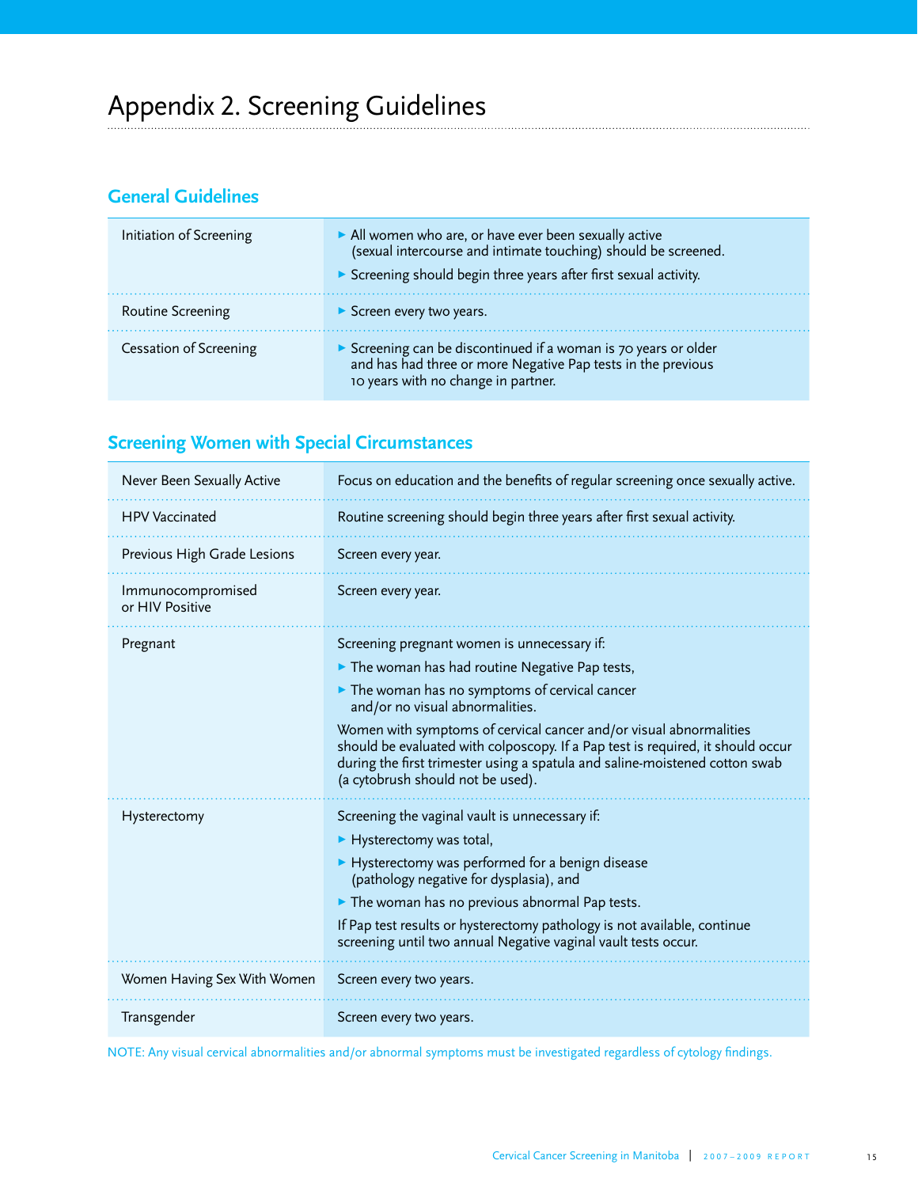# Appendix 2. Screening Guidelines

## General Guidelines

| | |
|---|---|
| Initiation of Screening | ▶ All women who are, or have ever been sexually active (sexual intercourse and intimate touching) should be screened.<br>▶ Screening should begin three years after first sexual activity. |
| Routine Screening | ▶ Screen every two years. |
| Cessation of Screening | ▶ Screening can be discontinued if a woman is 70 years or older and has had three or more Negative Pap tests in the previous 10 years with no change in partner. |

## Screening Women with Special Circumstances

| | |
|---|---|
| Never Been Sexually Active | Focus on education and the benefits of regular screening once sexually active. |
| HPV Vaccinated | Routine screening should begin three years after first sexual activity. |
| Previous High Grade Lesions | Screen every year. |
| Immunocompromised or HIV Positive | Screen every year. |
| Pregnant | Screening pregnant women is unnecessary if:<br>▶ The woman has had routine Negative Pap tests,<br>▶ The woman has no symptoms of cervical cancer and/or no visual abnormalities.<br>Women with symptoms of cervical cancer and/or visual abnormalities should be evaluated with colposcopy. If a Pap test is required, it should occur during the first trimester using a spatula and saline-moistened cotton swab (a cytobrush should not be used). |
| Hysterectomy | Screening the vaginal vault is unnecessary if:<br>▶ Hysterectomy was total,<br>▶ Hysterectomy was performed for a benign disease (pathology negative for dysplasia), and<br>▶ The woman has no previous abnormal Pap tests.<br>If Pap test results or hysterectomy pathology is not available, continue screening until two annual Negative vaginal vault tests occur. |
| Women Having Sex With Women | Screen every two years. |
| Transgender | Screen every two years. |

NOTE: Any visual cervical abnormalities and/or abnormal symptoms must be investigated regardless of cytology findings.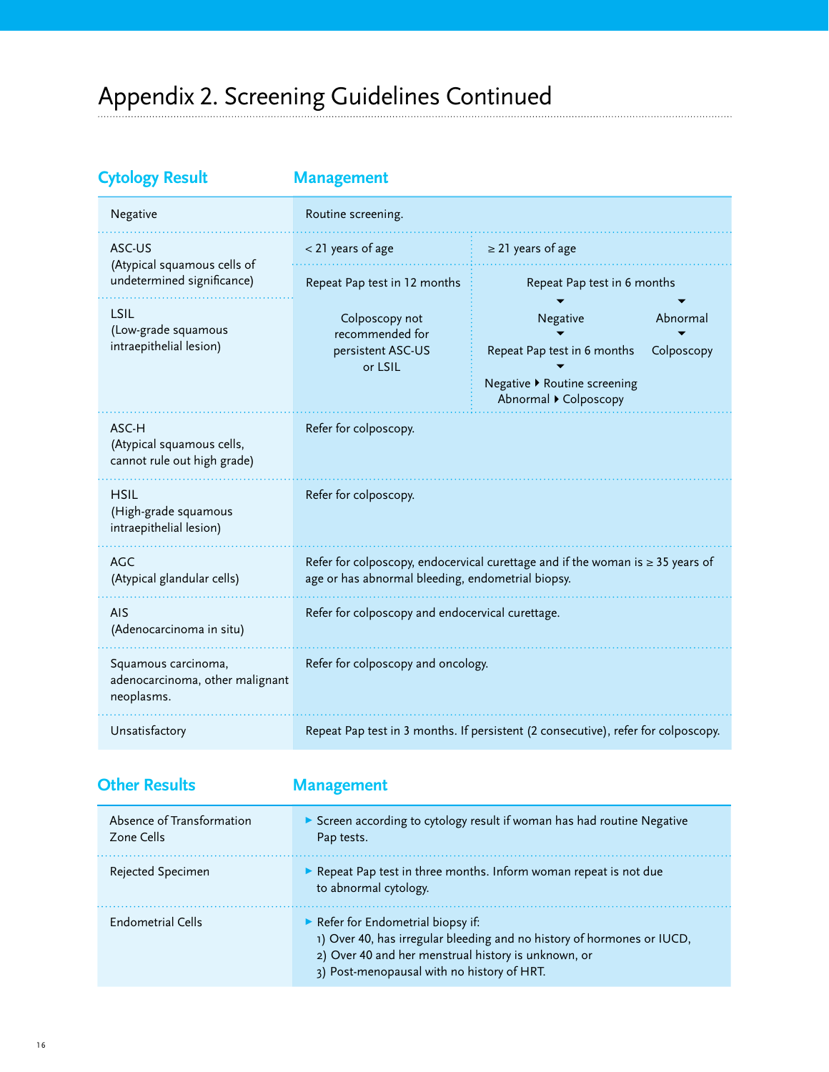# Appendix 2. Screening Guidelines Continued

| Cytology Result | Management | |
|---|---|---|
| Negative | Routine screening. | |
| ASC-US (Atypical squamous cells of undetermined significance) | < 21 years of age | ≥ 21 years of age |
| | Repeat Pap test in 12 months | Repeat Pap test in 6 months → Negative → Repeat Pap test in 6 months → Negative ▸ Routine screening; Abnormal ▸ Colposcopy. Repeat Pap test in 6 months → Abnormal → Colposcopy |
| LSIL (Low-grade squamous intraepithelial lesion) | Colposcopy not recommended for persistent ASC-US or LSIL | |
| ASC-H (Atypical squamous cells, cannot rule out high grade) | Refer for colposcopy. | |
| HSIL (High-grade squamous intraepithelial lesion) | Refer for colposcopy. | |
| AGC (Atypical glandular cells) | Refer for colposcopy, endocervical curettage and if the woman is ≥ 35 years of age or has abnormal bleeding, endometrial biopsy. | |
| AIS (Adenocarcinoma in situ) | Refer for colposcopy and endocervical curettage. | |
| Squamous carcinoma, adenocarcinoma, other malignant neoplasms. | Refer for colposcopy and oncology. | |
| Unsatisfactory | Repeat Pap test in 3 months. If persistent (2 consecutive), refer for colposcopy. | |

| Other Results | Management |
|---|---|
| Absence of Transformation Zone Cells | ▸ Screen according to cytology result if woman has had routine Negative Pap tests. |
| Rejected Specimen | ▸ Repeat Pap test in three months. Inform woman repeat is not due to abnormal cytology. |
| Endometrial Cells | ▸ Refer for Endometrial biopsy if: 1) Over 40, has irregular bleeding and no history of hormones or IUCD, 2) Over 40 and her menstrual history is unknown, or 3) Post-menopausal with no history of HRT. |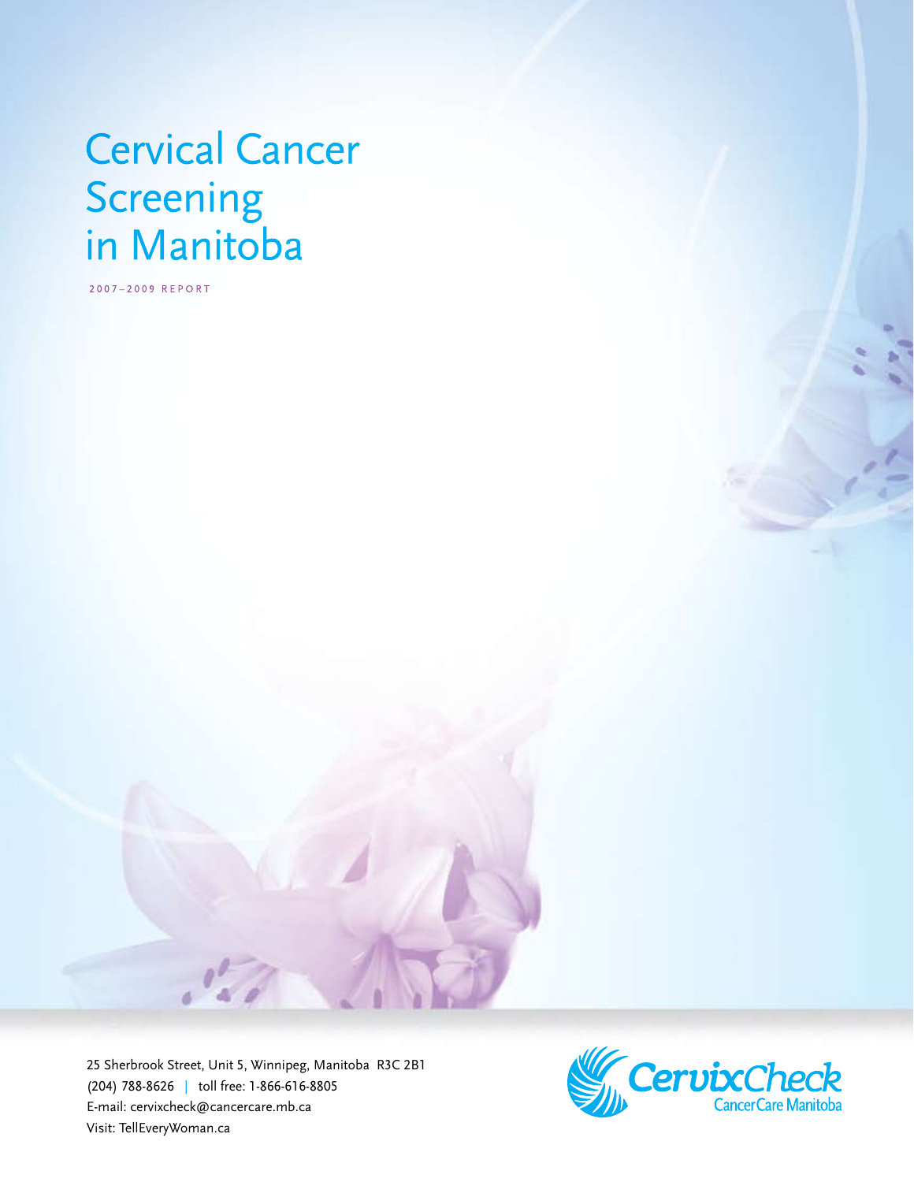# Cervical Cancer Screening in Manitoba

2007–2009 REPORT

25 Sherbrook Street, Unit 5, Winnipeg, Manitoba R3C 2B1
(204) 788-8626 | toll free: 1-866-616-8805
E-mail: cervixcheck@cancercare.mb.ca
Visit: TellEveryWoman.ca

CervixCheck
CancerCare Manitoba